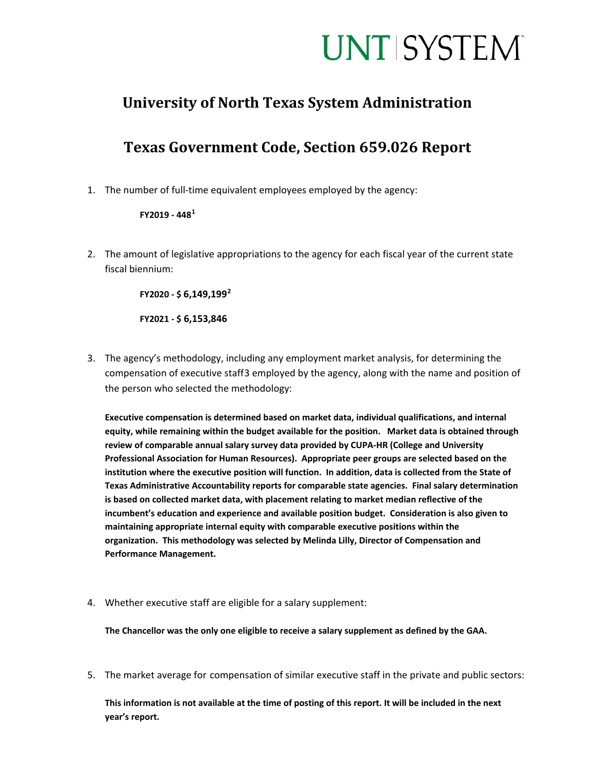# UNT SYSTEM

## University of North Texas System Administration

## Texas Government Code, Section 659.026 Report

1. The number of full-time equivalent employees employed by the agency:

   **FY2019 - 448**[1]

2. The amount of legislative appropriations to the agency for each fiscal year of the current state fiscal biennium:

   **FY2020 - $ 6,149,199**[2]

   **FY2021 - $ 6,153,846**

3. The agency's methodology, including any employment market analysis, for determining the compensation of executive staff3 employed by the agency, along with the name and position of the person who selected the methodology:

   **Executive compensation is determined based on market data, individual qualifications, and internal equity, while remaining within the budget available for the position. Market data is obtained through review of comparable annual salary survey data provided by CUPA-HR (College and University Professional Association for Human Resources). Appropriate peer groups are selected based on the institution where the executive position will function. In addition, data is collected from the State of Texas Administrative Accountability reports for comparable state agencies. Final salary determination is based on collected market data, with placement relating to market median reflective of the incumbent's education and experience and available position budget. Consideration is also given to maintaining appropriate internal equity with comparable executive positions within the organization. This methodology was selected by Melinda Lilly, Director of Compensation and Performance Management.**

4. Whether executive staff are eligible for a salary supplement:

   **The Chancellor was the only one eligible to receive a salary supplement as defined by the GAA.**

5. The market average for compensation of similar executive staff in the private and public sectors:

   **This information is not available at the time of posting of this report. It will be included in the next year's report.**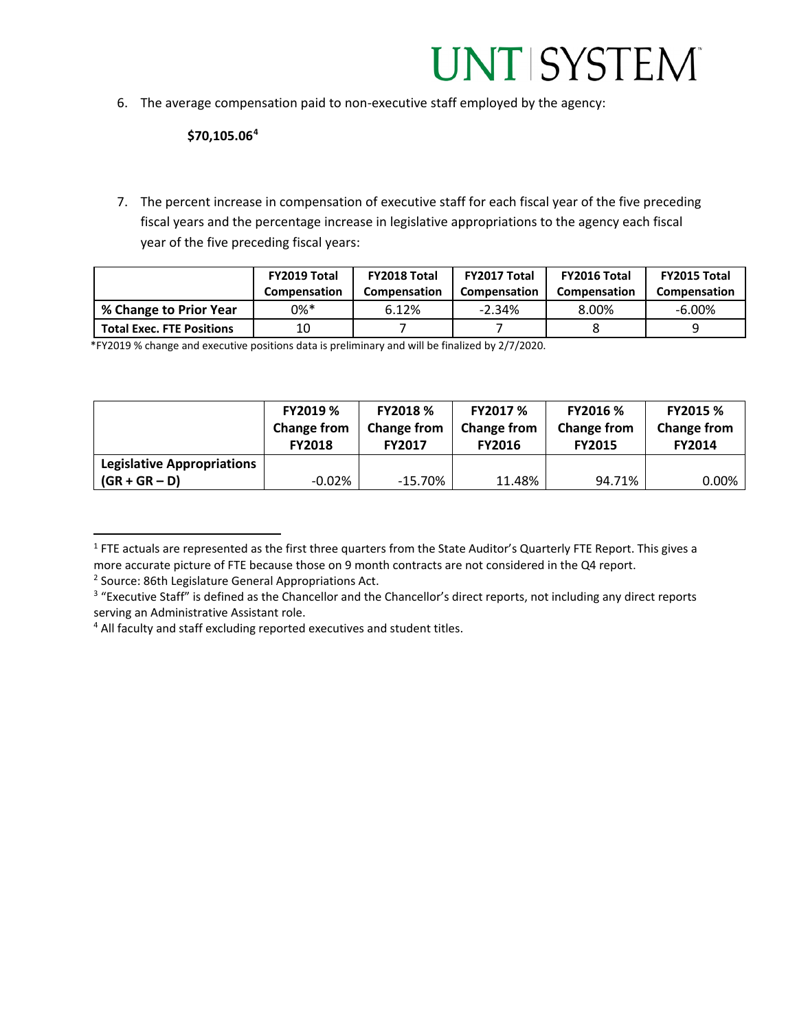6. The average compensation paid to non-executive staff employed by the agency:

   **$70,105.06**[4]

7. The percent increase in compensation of executive staff for each fiscal year of the five preceding fiscal years and the percentage increase in legislative appropriations to the agency each fiscal year of the five preceding fiscal years:

| | FY2019 Total Compensation | FY2018 Total Compensation | FY2017 Total Compensation | FY2016 Total Compensation | FY2015 Total Compensation |
|---|---|---|---|---|---|
| **% Change to Prior Year** | 0%* | 6.12% | -2.34% | 8.00% | -6.00% |
| **Total Exec. FTE Positions** | 10 | 7 | 7 | 8 | 9 |

*FY2019 % change and executive positions data is preliminary and will be finalized by 2/7/2020.

| | FY2019 % Change from FY2018 | FY2018 % Change from FY2017 | FY2017 % Change from FY2016 | FY2016 % Change from FY2015 | FY2015 % Change from FY2014 |
|---|---|---|---|---|---|
| **Legislative Appropriations (GR + GR – D)** | -0.02% | -15.70% | 11.48% | 94.71% | 0.00% |

---

[1] FTE actuals are represented as the first three quarters from the State Auditor's Quarterly FTE Report. This gives a more accurate picture of FTE because those on 9 month contracts are not considered in the Q4 report.

[2] Source: 86th Legislature General Appropriations Act.

[3] "Executive Staff" is defined as the Chancellor and the Chancellor's direct reports, not including any direct reports serving an Administrative Assistant role.

[4] All faculty and staff excluding reported executives and student titles.